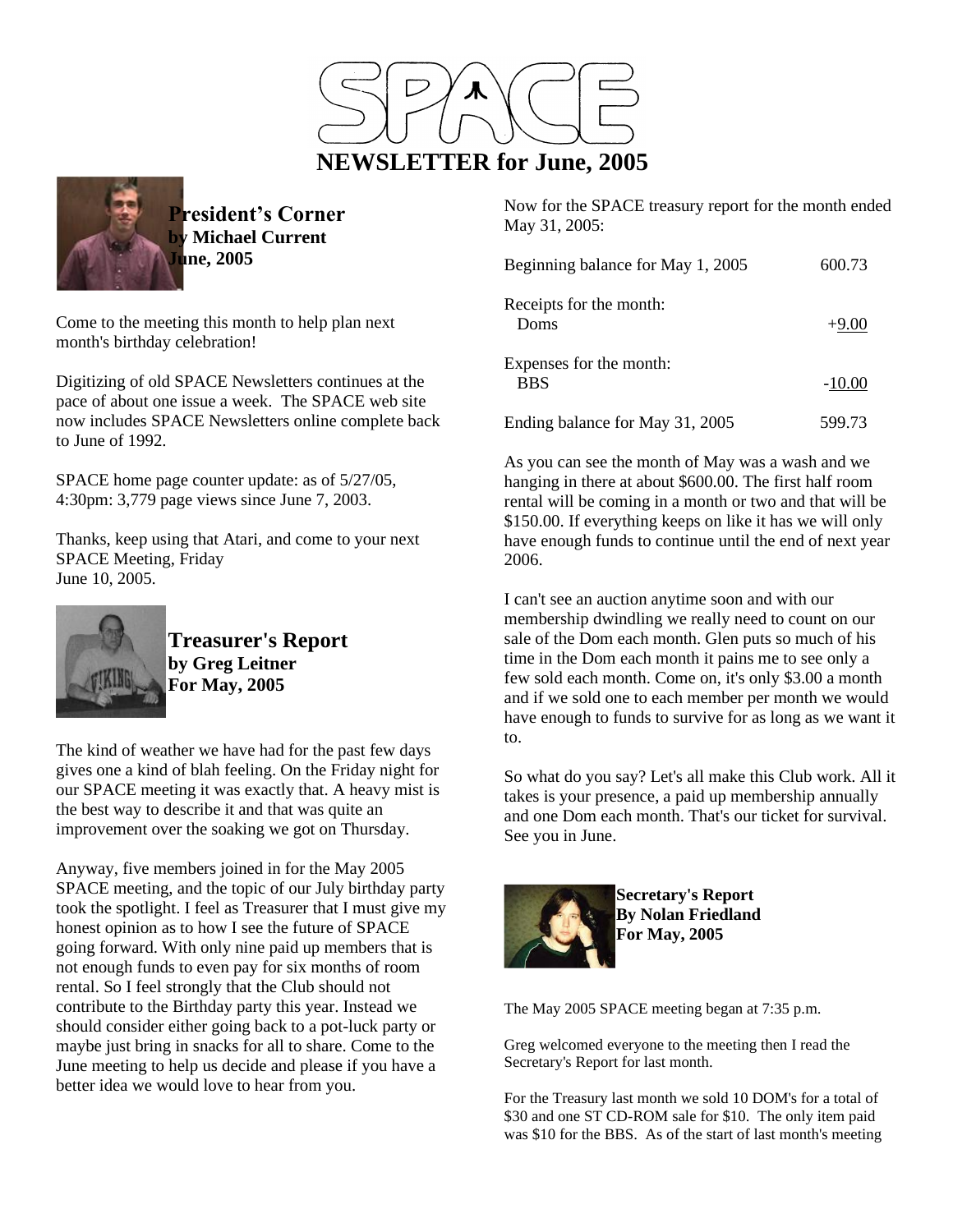# SPACE

# NEWSLETTER for June, 2005

## President's Corner
**by Michael Current**
**June, 2005**

Come to the meeting this month to help plan next month's birthday celebration!

Digitizing of old SPACE Newsletters continues at the pace of about one issue a week. The SPACE web site now includes SPACE Newsletters online complete back to June of 1992.

SPACE home page counter update: as of 5/27/05, 4:30pm: 3,779 page views since June 7, 2003.

Thanks, keep using that Atari, and come to your next SPACE Meeting, Friday June 10, 2005.

## Treasurer's Report
**by Greg Leitner**
**For May, 2005**

The kind of weather we have had for the past few days gives one a kind of blah feeling. On the Friday night for our SPACE meeting it was exactly that. A heavy mist is the best way to describe it and that was quite an improvement over the soaking we got on Thursday.

Anyway, five members joined in for the May 2005 SPACE meeting, and the topic of our July birthday party took the spotlight. I feel as Treasurer that I must give my honest opinion as to how I see the future of SPACE going forward. With only nine paid up members that is not enough funds to even pay for six months of room rental. So I feel strongly that the Club should not contribute to the Birthday party this year. Instead we should consider either going back to a pot-luck party or maybe just bring in snacks for all to share. Come to the June meeting to help us decide and please if you have a better idea we would love to hear from you.

Now for the SPACE treasury report for the month ended May 31, 2005:

| | |
|---|---|
| Beginning balance for May 1, 2005 | 600.73 |
| Receipts for the month: | |
| Doms | +9.00 |
| Expenses for the month: | |
| BBS | -10.00 |
| Ending balance for May 31, 2005 | 599.73 |

As you can see the month of May was a wash and we hanging in there at about $600.00. The first half room rental will be coming in a month or two and that will be $150.00. If everything keeps on like it has we will only have enough funds to continue until the end of next year 2006.

I can't see an auction anytime soon and with our membership dwindling we really need to count on our sale of the Dom each month. Glen puts so much of his time in the Dom each month it pains me to see only a few sold each month. Come on, it's only $3.00 a month and if we sold one to each member per month we would have enough to funds to survive for as long as we want it to.

So what do you say? Let's all make this Club work. All it takes is your presence, a paid up membership annually and one Dom each month. That's our ticket for survival. See you in June.

## Secretary's Report
**By Nolan Friedland**
**For May, 2005**

The May 2005 SPACE meeting began at 7:35 p.m.

Greg welcomed everyone to the meeting then I read the Secretary's Report for last month.

For the Treasury last month we sold 10 DOM's for a total of $30 and one ST CD-ROM sale for $10. The only item paid was $10 for the BBS. As of the start of last month's meeting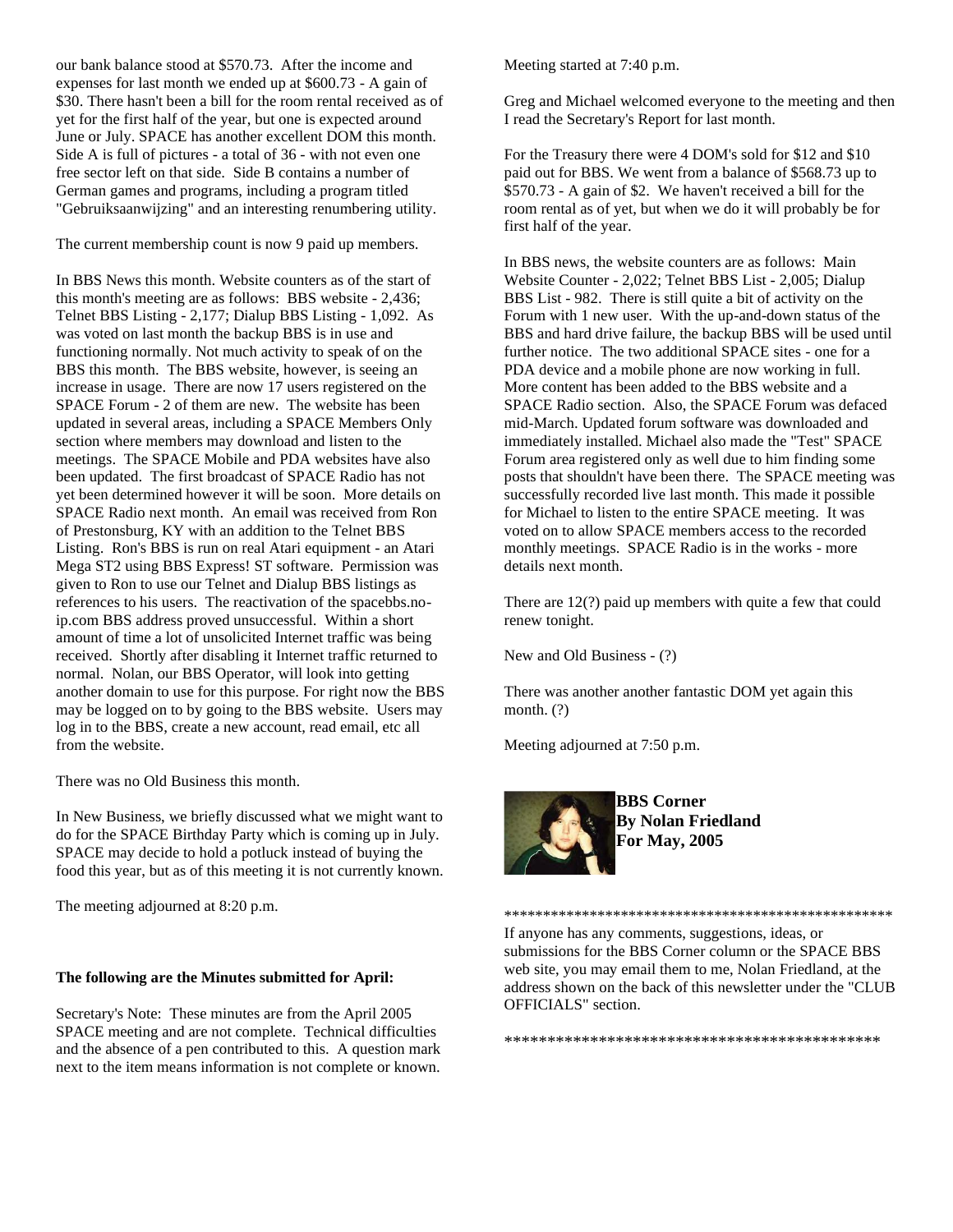our bank balance stood at $570.73. After the income and expenses for last month we ended up at $600.73 - A gain of $30. There hasn't been a bill for the room rental received as of yet for the first half of the year, but one is expected around June or July. SPACE has another excellent DOM this month. Side A is full of pictures - a total of 36 - with not even one free sector left on that side. Side B contains a number of German games and programs, including a program titled "Gebruiksaanwijzing" and an interesting renumbering utility.

The current membership count is now 9 paid up members.

In BBS News this month. Website counters as of the start of this month's meeting are as follows: BBS website - 2,436; Telnet BBS Listing - 2,177; Dialup BBS Listing - 1,092. As was voted on last month the backup BBS is in use and functioning normally. Not much activity to speak of on the BBS this month. The BBS website, however, is seeing an increase in usage. There are now 17 users registered on the SPACE Forum - 2 of them are new. The website has been updated in several areas, including a SPACE Members Only section where members may download and listen to the meetings. The SPACE Mobile and PDA websites have also been updated. The first broadcast of SPACE Radio has not yet been determined however it will be soon. More details on SPACE Radio next month. An email was received from Ron of Prestonsburg, KY with an addition to the Telnet BBS Listing. Ron's BBS is run on real Atari equipment - an Atari Mega ST2 using BBS Express! ST software. Permission was given to Ron to use our Telnet and Dialup BBS listings as references to his users. The reactivation of the spacebbs.no-ip.com BBS address proved unsuccessful. Within a short amount of time a lot of unsolicited Internet traffic was being received. Shortly after disabling it Internet traffic returned to normal. Nolan, our BBS Operator, will look into getting another domain to use for this purpose. For right now the BBS may be logged on to by going to the BBS website. Users may log in to the BBS, create a new account, read email, etc all from the website.

There was no Old Business this month.

In New Business, we briefly discussed what we might want to do for the SPACE Birthday Party which is coming up in July. SPACE may decide to hold a potluck instead of buying the food this year, but as of this meeting it is not currently known.

The meeting adjourned at 8:20 p.m.

**The following are the Minutes submitted for April:**

Secretary's Note: These minutes are from the April 2005 SPACE meeting and are not complete. Technical difficulties and the absence of a pen contributed to this. A question mark next to the item means information is not complete or known.

Meeting started at 7:40 p.m.

Greg and Michael welcomed everyone to the meeting and then I read the Secretary's Report for last month.

For the Treasury there were 4 DOM's sold for $12 and $10 paid out for BBS. We went from a balance of $568.73 up to $570.73 - A gain of $2. We haven't received a bill for the room rental as of yet, but when we do it will probably be for first half of the year.

In BBS news, the website counters are as follows: Main Website Counter - 2,022; Telnet BBS List - 2,005; Dialup BBS List - 982. There is still quite a bit of activity on the Forum with 1 new user. With the up-and-down status of the BBS and hard drive failure, the backup BBS will be used until further notice. The two additional SPACE sites - one for a PDA device and a mobile phone are now working in full. More content has been added to the BBS website and a SPACE Radio section. Also, the SPACE Forum was defaced mid-March. Updated forum software was downloaded and immediately installed. Michael also made the "Test" SPACE Forum area registered only as well due to him finding some posts that shouldn't have been there. The SPACE meeting was successfully recorded live last month. This made it possible for Michael to listen to the entire SPACE meeting. It was voted on to allow SPACE members access to the recorded monthly meetings. SPACE Radio is in the works - more details next month.

There are 12(?) paid up members with quite a few that could renew tonight.

New and Old Business - (?)

There was another another fantastic DOM yet again this month. (?)

Meeting adjourned at 7:50 p.m.

**BBS Corner**
**By Nolan Friedland**
**For May, 2005**

**************************************************

If anyone has any comments, suggestions, ideas, or submissions for the BBS Corner column or the SPACE BBS web site, you may email them to me, Nolan Friedland, at the address shown on the back of this newsletter under the "CLUB OFFICIALS" section.

*********************************************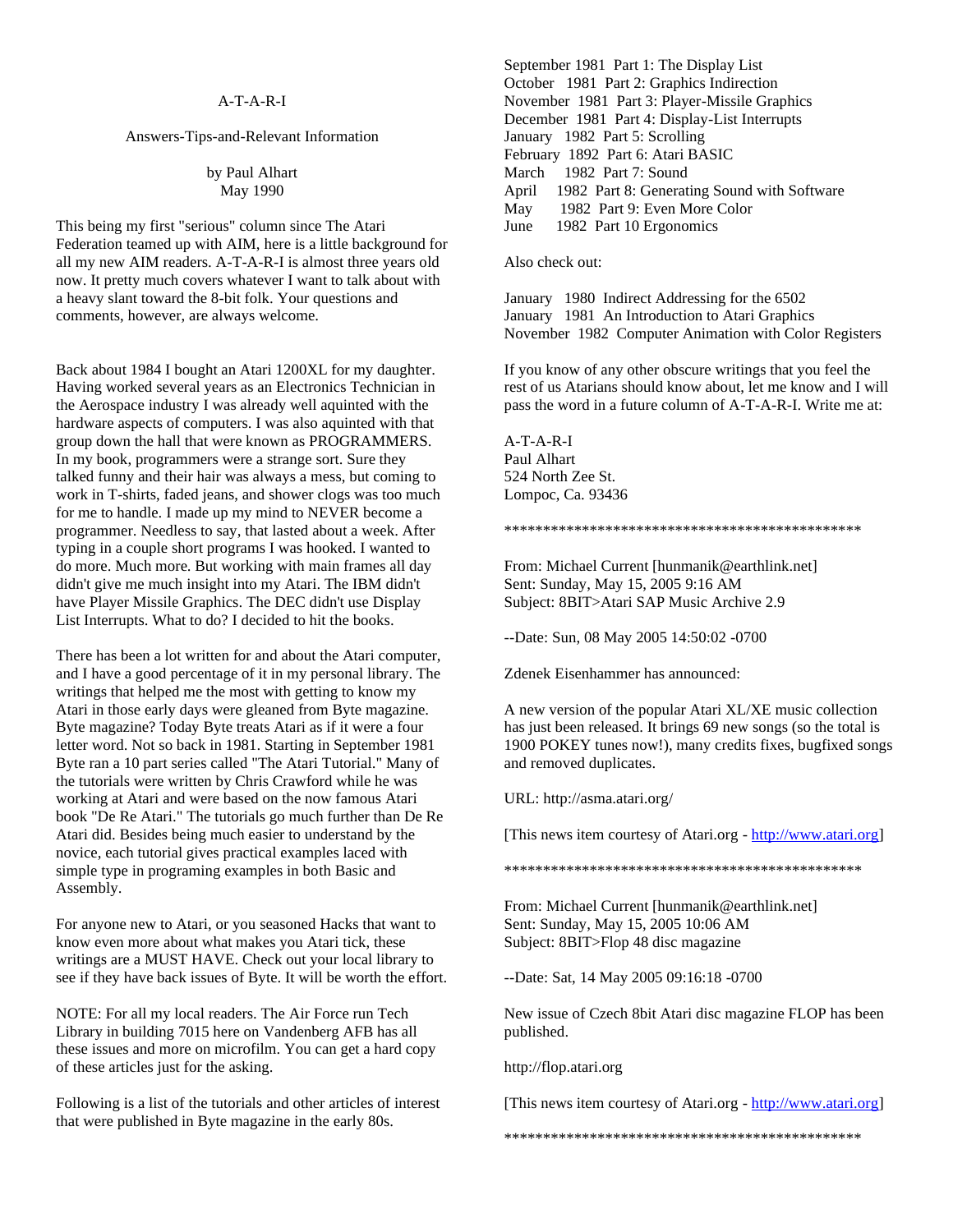A-T-A-R-I

Answers-Tips-and-Relevant Information

by Paul Alhart
May 1990

This being my first "serious" column since The Atari Federation teamed up with AIM, here is a little background for all my new AIM readers. A-T-A-R-I is almost three years old now. It pretty much covers whatever I want to talk about with a heavy slant toward the 8-bit folk. Your questions and comments, however, are always welcome.

Back about 1984 I bought an Atari 1200XL for my daughter. Having worked several years as an Electronics Technician in the Aerospace industry I was already well aquinted with the hardware aspects of computers. I was also aquinted with that group down the hall that were known as PROGRAMMERS. In my book, programmers were a strange sort. Sure they talked funny and their hair was always a mess, but coming to work in T-shirts, faded jeans, and shower clogs was too much for me to handle. I made up my mind to NEVER become a programmer. Needless to say, that lasted about a week. After typing in a couple short programs I was hooked. I wanted to do more. Much more. But working with main frames all day didn't give me much insight into my Atari. The IBM didn't have Player Missile Graphics. The DEC didn't use Display List Interrupts. What to do? I decided to hit the books.

There has been a lot written for and about the Atari computer, and I have a good percentage of it in my personal library. The writings that helped me the most with getting to know my Atari in those early days were gleaned from Byte magazine. Byte magazine? Today Byte treats Atari as if it were a four letter word. Not so back in 1981. Starting in September 1981 Byte ran a 10 part series called "The Atari Tutorial." Many of the tutorials were written by Chris Crawford while he was working at Atari and were based on the now famous Atari book "De Re Atari." The tutorials go much further than De Re Atari did. Besides being much easier to understand by the novice, each tutorial gives practical examples laced with simple type in programing examples in both Basic and Assembly.

For anyone new to Atari, or you seasoned Hacks that want to know even more about what makes you Atari tick, these writings are a MUST HAVE. Check out your local library to see if they have back issues of Byte. It will be worth the effort.

NOTE: For all my local readers. The Air Force run Tech Library in building 7015 here on Vandenberg AFB has all these issues and more on microfilm. You can get a hard copy of these articles just for the asking.

Following is a list of the tutorials and other articles of interest that were published in Byte magazine in the early 80s.

September 1981 Part 1: The Display List
October 1981 Part 2: Graphics Indirection
November 1981 Part 3: Player-Missile Graphics
December 1981 Part 4: Display-List Interrupts
January 1982 Part 5: Scrolling
February 1892 Part 6: Atari BASIC
March 1982 Part 7: Sound
April 1982 Part 8: Generating Sound with Software
May 1982 Part 9: Even More Color
June 1982 Part 10 Ergonomics

Also check out:

January 1980 Indirect Addressing for the 6502
January 1981 An Introduction to Atari Graphics
November 1982 Computer Animation with Color Registers

If you know of any other obscure writings that you feel the rest of us Atarians should know about, let me know and I will pass the word in a future column of A-T-A-R-I. Write me at:

A-T-A-R-I
Paul Alhart
524 North Zee St.
Lompoc, Ca. 93436

\*\*\*\*\*\*\*\*\*\*\*\*\*\*\*\*\*\*\*\*\*\*\*\*\*\*\*\*\*\*\*\*\*\*\*\*\*\*\*\*\*\*\*\*\*\*\*\*

From: Michael Current [hunmanik@earthlink.net]
Sent: Sunday, May 15, 2005 9:16 AM
Subject: 8BIT>Atari SAP Music Archive 2.9

--Date: Sun, 08 May 2005 14:50:02 -0700

Zdenek Eisenhammer has announced:

A new version of the popular Atari XL/XE music collection has just been released. It brings 69 new songs (so the total is 1900 POKEY tunes now!), many credits fixes, bugfixed songs and removed duplicates.

URL: http://asma.atari.org/

[This news item courtesy of Atari.org - http://www.atari.org]

\*\*\*\*\*\*\*\*\*\*\*\*\*\*\*\*\*\*\*\*\*\*\*\*\*\*\*\*\*\*\*\*\*\*\*\*\*\*\*\*\*\*\*\*\*\*\*\*

From: Michael Current [hunmanik@earthlink.net]
Sent: Sunday, May 15, 2005 10:06 AM
Subject: 8BIT>Flop 48 disc magazine

--Date: Sat, 14 May 2005 09:16:18 -0700

New issue of Czech 8bit Atari disc magazine FLOP has been published.

http://flop.atari.org

[This news item courtesy of Atari.org - http://www.atari.org]

\*\*\*\*\*\*\*\*\*\*\*\*\*\*\*\*\*\*\*\*\*\*\*\*\*\*\*\*\*\*\*\*\*\*\*\*\*\*\*\*\*\*\*\*\*\*\*\*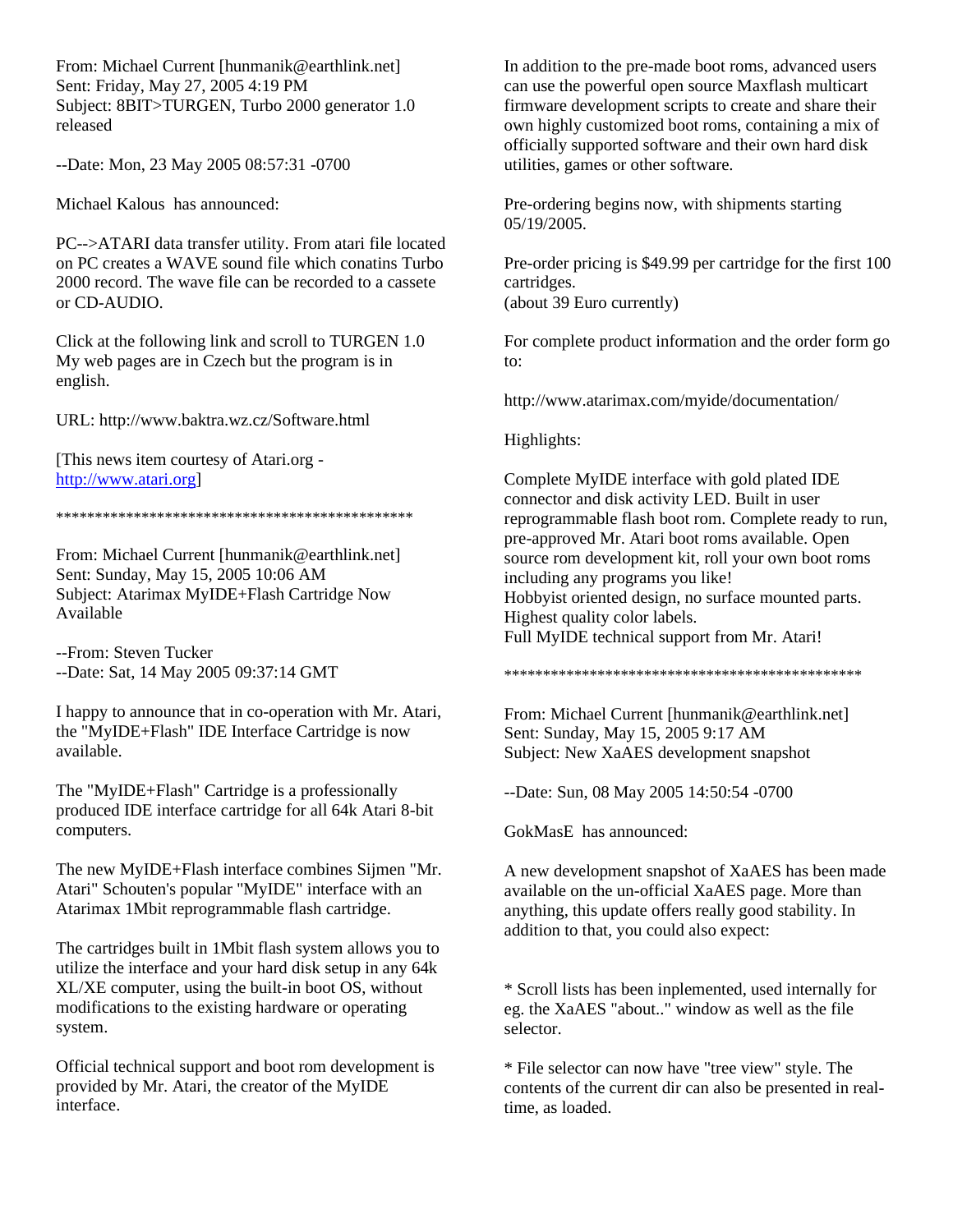From: Michael Current [hunmanik@earthlink.net]
Sent: Friday, May 27, 2005 4:19 PM
Subject: 8BIT>TURGEN, Turbo 2000 generator 1.0 released

--Date: Mon, 23 May 2005 08:57:31 -0700

Michael Kalous has announced:

PC-->ATARI data transfer utility. From atari file located on PC creates a WAVE sound file which conatins Turbo 2000 record. The wave file can be recorded to a cassete or CD-AUDIO.

Click at the following link and scroll to TURGEN 1.0
My web pages are in Czech but the program is in english.

URL: http://www.baktra.wz.cz/Software.html

[This news item courtesy of Atari.org - http://www.atari.org]

************************************************

From: Michael Current [hunmanik@earthlink.net]
Sent: Sunday, May 15, 2005 10:06 AM
Subject: Atarimax MyIDE+Flash Cartridge Now Available

--From: Steven Tucker
--Date: Sat, 14 May 2005 09:37:14 GMT

I happy to announce that in co-operation with Mr. Atari, the "MyIDE+Flash" IDE Interface Cartridge is now available.

The "MyIDE+Flash" Cartridge is a professionally produced IDE interface cartridge for all 64k Atari 8-bit computers.

The new MyIDE+Flash interface combines Sijmen "Mr. Atari" Schouten's popular "MyIDE" interface with an Atarimax 1Mbit reprogrammable flash cartridge.

The cartridges built in 1Mbit flash system allows you to utilize the interface and your hard disk setup in any 64k XL/XE computer, using the built-in boot OS, without modifications to the existing hardware or operating system.

Official technical support and boot rom development is provided by Mr. Atari, the creator of the MyIDE interface.

In addition to the pre-made boot roms, advanced users can use the powerful open source Maxflash multicart firmware development scripts to create and share their own highly customized boot roms, containing a mix of officially supported software and their own hard disk utilities, games or other software.

Pre-ordering begins now, with shipments starting 05/19/2005.

Pre-order pricing is $49.99 per cartridge for the first 100 cartridges.
(about 39 Euro currently)

For complete product information and the order form go to:

http://www.atarimax.com/myide/documentation/

Highlights:

Complete MyIDE interface with gold plated IDE connector and disk activity LED. Built in user reprogrammable flash boot rom. Complete ready to run, pre-approved Mr. Atari boot roms available. Open source rom development kit, roll your own boot roms including any programs you like!
Hobbyist oriented design, no surface mounted parts.
Highest quality color labels.
Full MyIDE technical support from Mr. Atari!

************************************************

From: Michael Current [hunmanik@earthlink.net]
Sent: Sunday, May 15, 2005 9:17 AM
Subject: New XaAES development snapshot

--Date: Sun, 08 May 2005 14:50:54 -0700

GokMasE has announced:

A new development snapshot of XaAES has been made available on the un-official XaAES page. More than anything, this update offers really good stability. In addition to that, you could also expect:

* Scroll lists has been inplemented, used internally for eg. the XaAES "about.." window as well as the file selector.

* File selector can now have "tree view" style. The contents of the current dir can also be presented in real-time, as loaded.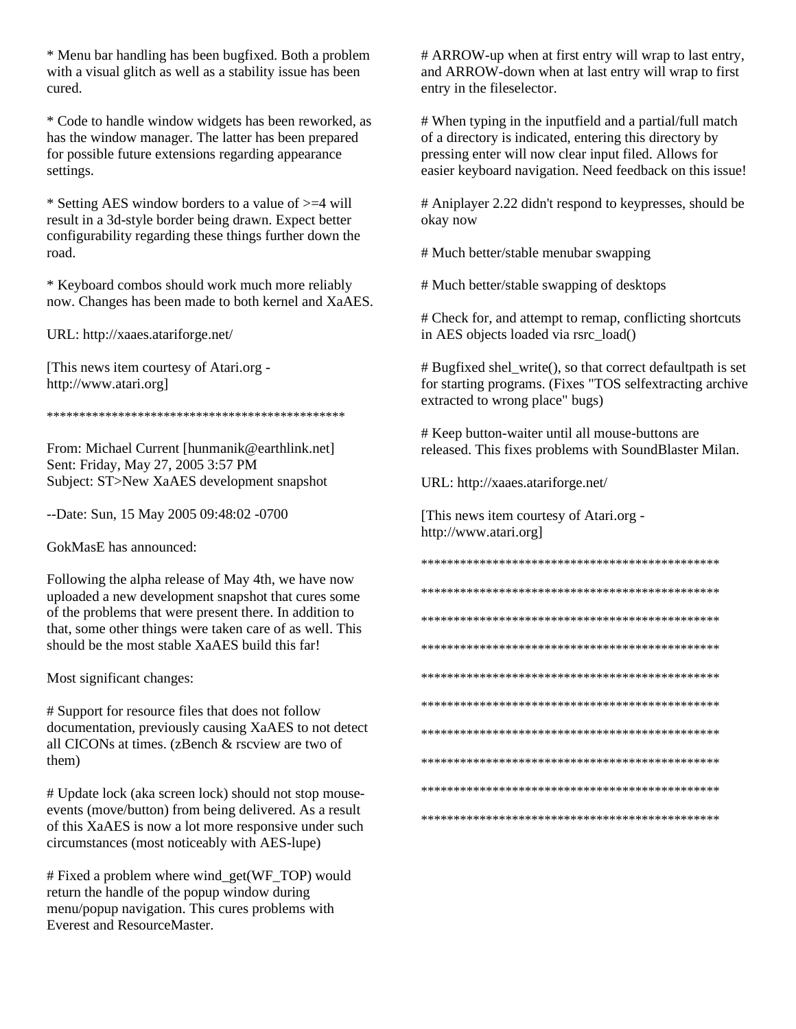* Menu bar handling has been bugfixed. Both a problem with a visual glitch as well as a stability issue has been cured.

* Code to handle window widgets has been reworked, as has the window manager. The latter has been prepared for possible future extensions regarding appearance settings.

* Setting AES window borders to a value of >=4 will result in a 3d-style border being drawn. Expect better configurability regarding these things further down the road.

* Keyboard combos should work much more reliably now. Changes has been made to both kernel and XaAES.

URL: http://xaaes.atariforge.net/

[This news item courtesy of Atari.org - http://www.atari.org]

**********************************************

From: Michael Current [hunmanik@earthlink.net]
Sent: Friday, May 27, 2005 3:57 PM
Subject: ST>New XaAES development snapshot

--Date: Sun, 15 May 2005 09:48:02 -0700

GokMasE has announced:

Following the alpha release of May 4th, we have now uploaded a new development snapshot that cures some of the problems that were present there. In addition to that, some other things were taken care of as well. This should be the most stable XaAES build this far!

Most significant changes:

# Support for resource files that does not follow documentation, previously causing XaAES to not detect all CICONs at times. (zBench & rscview are two of them)

# Update lock (aka screen lock) should not stop mouse-events (move/button) from being delivered. As a result of this XaAES is now a lot more responsive under such circumstances (most noticeably with AES-lupe)

# Fixed a problem where wind_get(WF_TOP) would return the handle of the popup window during menu/popup navigation. This cures problems with Everest and ResourceMaster.

# ARROW-up when at first entry will wrap to last entry, and ARROW-down when at last entry will wrap to first entry in the fileselector.

# When typing in the inputfield and a partial/full match of a directory is indicated, entering this directory by pressing enter will now clear input filed. Allows for easier keyboard navigation. Need feedback on this issue!

# Aniplayer 2.22 didn't respond to keypresses, should be okay now

# Much better/stable menubar swapping

# Much better/stable swapping of desktops

# Check for, and attempt to remap, conflicting shortcuts in AES objects loaded via rsrc_load()

# Bugfixed shel_write(), so that correct defaultpath is set for starting programs. (Fixes "TOS selfextracting archive extracted to wrong place" bugs)

# Keep button-waiter until all mouse-buttons are released. This fixes problems with SoundBlaster Milan.

URL: http://xaaes.atariforge.net/

[This news item courtesy of Atari.org - http://www.atari.org]

************************************************

************************************************

************************************************

************************************************

************************************************

************************************************

************************************************

************************************************

************************************************

************************************************